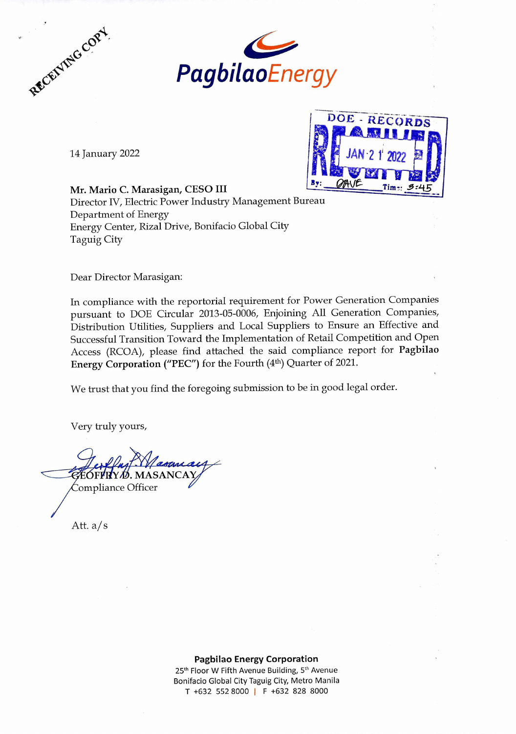RECEIVING COPY

PagbilaoEnergy

DOE - RECORDS
RECEIVED
JAN 21 2022
By: DAVE Time: 3:45

14 January 2022

**Mr. Mario C. Marasigan, CESO III**
Director IV, Electric Power Industry Management Bureau
Department of Energy
Energy Center, Rizal Drive, Bonifacio Global City
Taguig City

Dear Director Marasigan:

In compliance with the reportorial requirement for Power Generation Companies pursuant to DOE Circular 2013-05-0006, Enjoining All Generation Companies, Distribution Utilities, Suppliers and Local Suppliers to Ensure an Effective and Successful Transition Toward the Implementation of Retail Competition and Open Access (RCOA), please find attached the said compliance report for **Pagbilao Energy Corporation ("PEC")** for the Fourth (4th) Quarter of 2021.

We trust that you find the foregoing submission to be in good legal order.

Very truly yours,

GEOFFREY D. MASANCAY
Compliance Officer

Att. a/s

**Pagbilao Energy Corporation**
25th Floor W Fifth Avenue Building, 5th Avenue
Bonifacio Global City Taguig City, Metro Manila
T +632 552 8000 | F +632 828 8000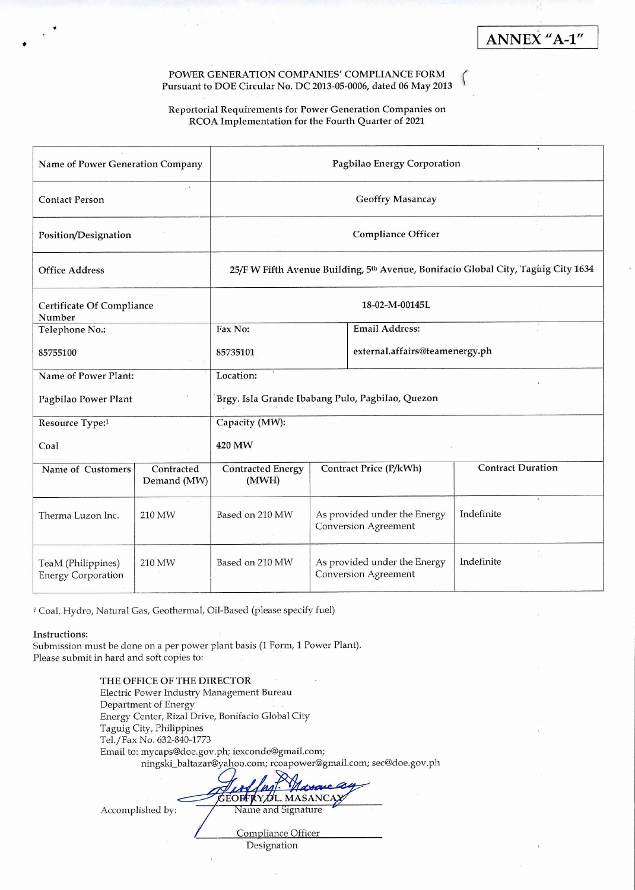ANNEX "A-1"

POWER GENERATION COMPANIES' COMPLIANCE FORM
Pursuant to DOE Circular No. DC 2013-05-0006, dated 06 May 2013

Reportorial Requirements for Power Generation Companies on
RCOA Implementation for the Fourth Quarter of 2021

| | | | | |
|---|---|---|---|---|
| Name of Power Generation Company | | Pagbilao Energy Corporation | | |
| Contact Person | | Geoffry Masancay | | |
| Position/Designation | | Compliance Officer | | |
| Office Address | | 25/F W Fifth Avenue Building, 5th Avenue, Bonifacio Global City, Taguig City 1634 | | |
| Certificate Of Compliance Number | | 18-02-M-00145L | | |
| Telephone No.: 85755100 | | Fax No: 85735101 | Email Address: external.affairs@teamenergy.ph | |
| Name of Power Plant: Pagbilao Power Plant | | Location: Brgy. Isla Grande Ibabang Pulo, Pagbilao, Quezon | | |
| Resource Type:[1] Coal | | Capacity (MW): 420 MW | | |
| Name of Customers | Contracted Demand (MW) | Contracted Energy (MWH) | Contract Price (P/kWh) | Contract Duration |
| Therma Luzon Inc. | 210 MW | Based on 210 MW | As provided under the Energy Conversion Agreement | Indefinite |
| TeaM (Philippines) Energy Corporation | 210 MW | Based on 210 MW | As provided under the Energy Conversion Agreement | Indefinite |

[1] Coal, Hydro, Natural Gas, Geothermal, Oil-Based (please specify fuel)

Instructions:
Submission must be done on a per power plant basis (1 Form, 1 Power Plant).
Please submit in hard and soft copies to:

THE OFFICE OF THE DIRECTOR
Electric Power Industry Management Bureau
Department of Energy
Energy Center, Rizal Drive, Bonifacio Global City
Taguig City, Philippines
Tel./Fax No. 632-840-1773
Email to: mycaps@doe.gov.ph; iexconde@gmail.com; ningski_baltazar@yahoo.com; rcoapower@gmail.com; sec@doe.gov.ph

Accomplished by:

GEOFFRY DL. MASANCAY
Name and Signature

Compliance Officer
Designation